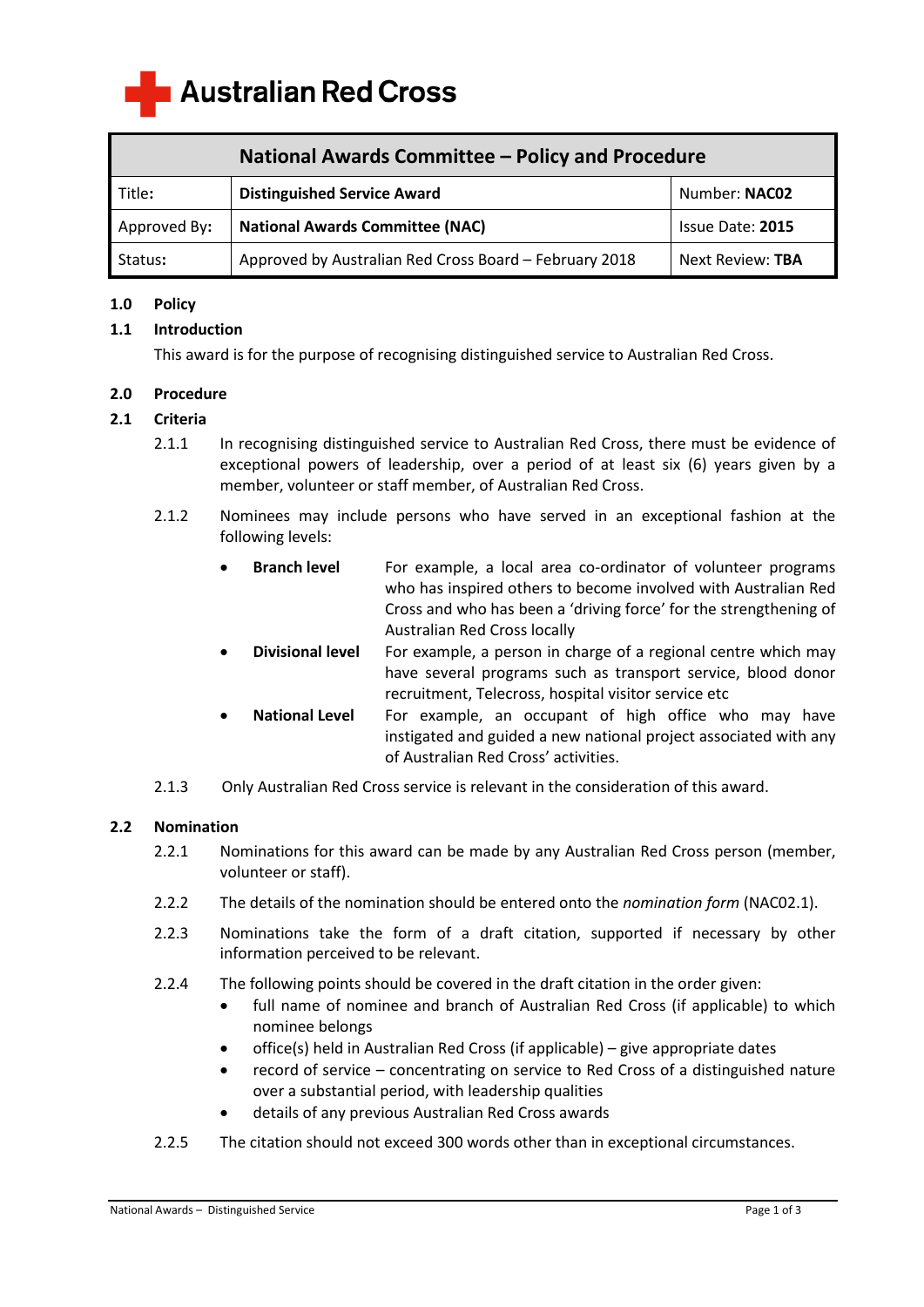Australian Red Cross

| National Awards Committee – Policy and Procedure | | |
|---|---|---|
| Title: | **Distinguished Service Award** | Number: **NAC02** |
| Approved By: | **National Awards Committee (NAC)** | Issue Date: **2015** |
| Status: | Approved by Australian Red Cross Board – February 2018 | Next Review: **TBA** |

## 1.0 Policy

### 1.1 Introduction

This award is for the purpose of recognising distinguished service to Australian Red Cross.

## 2.0 Procedure

### 2.1 Criteria

2.1.1 In recognising distinguished service to Australian Red Cross, there must be evidence of exceptional powers of leadership, over a period of at least six (6) years given by a member, volunteer or staff member, of Australian Red Cross.

2.1.2 Nominees may include persons who have served in an exceptional fashion at the following levels:

- **Branch level** For example, a local area co-ordinator of volunteer programs who has inspired others to become involved with Australian Red Cross and who has been a 'driving force' for the strengthening of Australian Red Cross locally
- **Divisional level** For example, a person in charge of a regional centre which may have several programs such as transport service, blood donor recruitment, Telecross, hospital visitor service etc
- **National Level** For example, an occupant of high office who may have instigated and guided a new national project associated with any of Australian Red Cross' activities.

2.1.3 Only Australian Red Cross service is relevant in the consideration of this award.

### 2.2 Nomination

2.2.1 Nominations for this award can be made by any Australian Red Cross person (member, volunteer or staff).

2.2.2 The details of the nomination should be entered onto the *nomination form* (NAC02.1).

2.2.3 Nominations take the form of a draft citation, supported if necessary by other information perceived to be relevant.

2.2.4 The following points should be covered in the draft citation in the order given:

- full name of nominee and branch of Australian Red Cross (if applicable) to which nominee belongs
- office(s) held in Australian Red Cross (if applicable) – give appropriate dates
- record of service – concentrating on service to Red Cross of a distinguished nature over a substantial period, with leadership qualities
- details of any previous Australian Red Cross awards

2.2.5 The citation should not exceed 300 words other than in exceptional circumstances.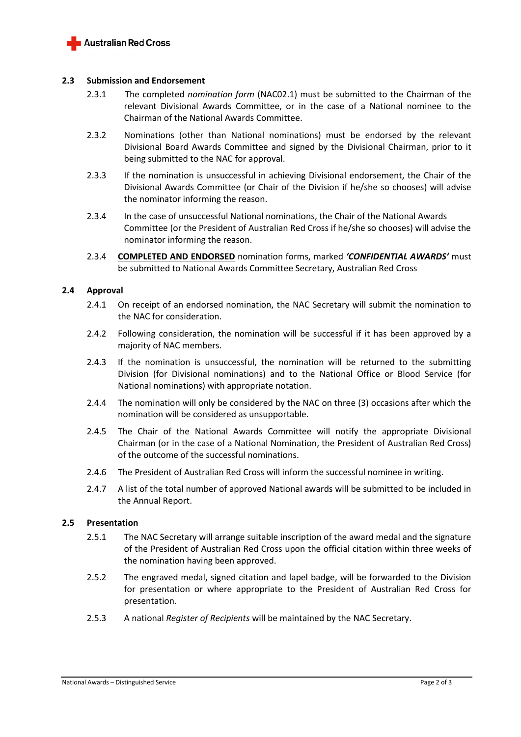### 2.3 Submission and Endorsement

2.3.1 The completed *nomination form* (NAC02.1) must be submitted to the Chairman of the relevant Divisional Awards Committee, or in the case of a National nominee to the Chairman of the National Awards Committee.

2.3.2 Nominations (other than National nominations) must be endorsed by the relevant Divisional Board Awards Committee and signed by the Divisional Chairman, prior to it being submitted to the NAC for approval.

2.3.3 If the nomination is unsuccessful in achieving Divisional endorsement, the Chair of the Divisional Awards Committee (or Chair of the Division if he/she so chooses) will advise the nominator informing the reason.

2.3.4 In the case of unsuccessful National nominations, the Chair of the National Awards Committee (or the President of Australian Red Cross if he/she so chooses) will advise the nominator informing the reason.

2.3.4 **COMPLETED AND ENDORSED** nomination forms, marked ***'CONFIDENTIAL AWARDS'*** must be submitted to National Awards Committee Secretary, Australian Red Cross

### 2.4 Approval

2.4.1 On receipt of an endorsed nomination, the NAC Secretary will submit the nomination to the NAC for consideration.

2.4.2 Following consideration, the nomination will be successful if it has been approved by a majority of NAC members.

2.4.3 If the nomination is unsuccessful, the nomination will be returned to the submitting Division (for Divisional nominations) and to the National Office or Blood Service (for National nominations) with appropriate notation.

2.4.4 The nomination will only be considered by the NAC on three (3) occasions after which the nomination will be considered as unsupportable.

2.4.5 The Chair of the National Awards Committee will notify the appropriate Divisional Chairman (or in the case of a National Nomination, the President of Australian Red Cross) of the outcome of the successful nominations.

2.4.6 The President of Australian Red Cross will inform the successful nominee in writing.

2.4.7 A list of the total number of approved National awards will be submitted to be included in the Annual Report.

### 2.5 Presentation

2.5.1 The NAC Secretary will arrange suitable inscription of the award medal and the signature of the President of Australian Red Cross upon the official citation within three weeks of the nomination having been approved.

2.5.2 The engraved medal, signed citation and lapel badge, will be forwarded to the Division for presentation or where appropriate to the President of Australian Red Cross for presentation.

2.5.3 A national *Register of Recipients* will be maintained by the NAC Secretary.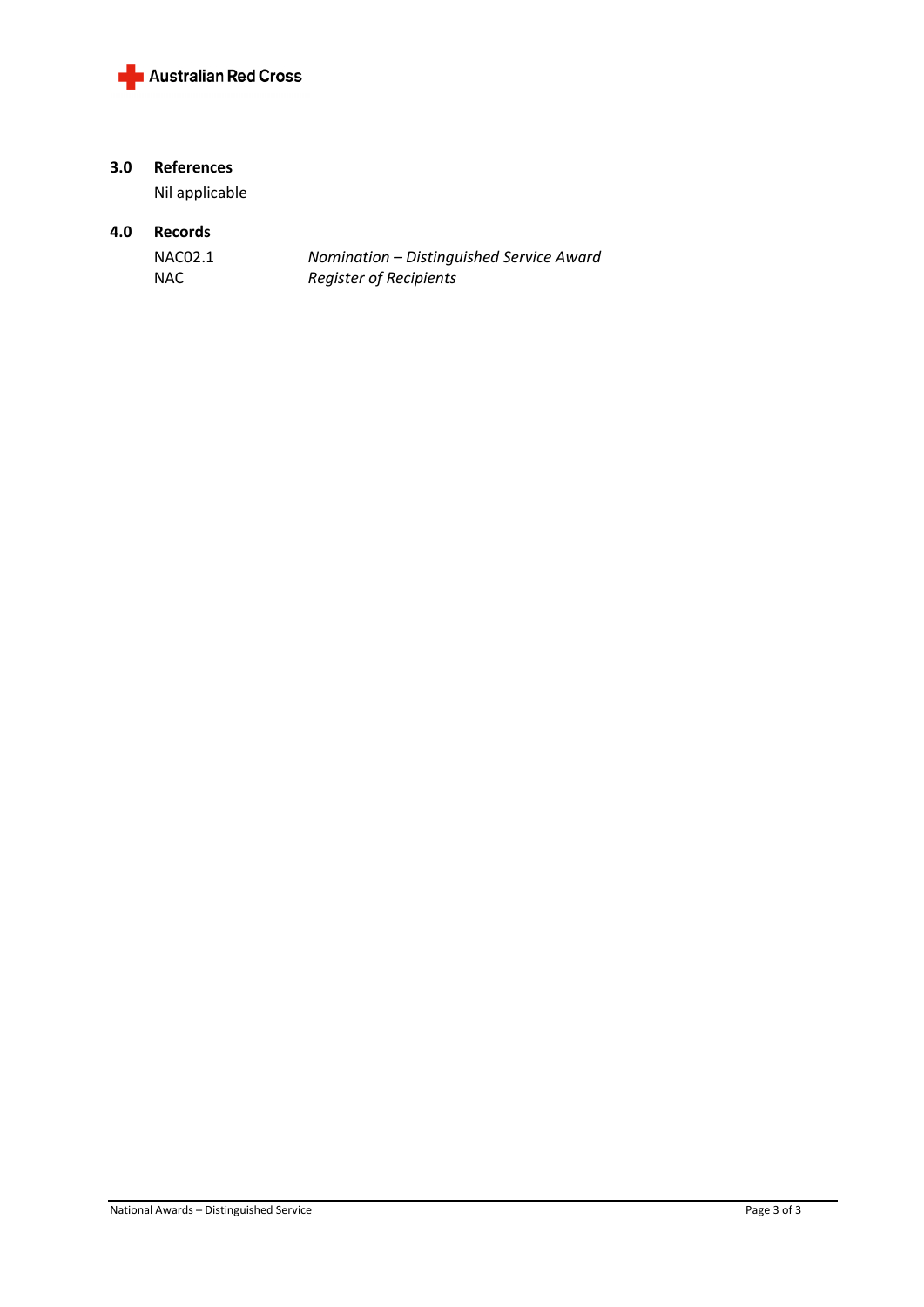## 3.0 References

Nil applicable

## 4.0 Records

| | |
|---|---|
| NAC02.1 | *Nomination – Distinguished Service Award* |
| NAC | *Register of Recipients* |